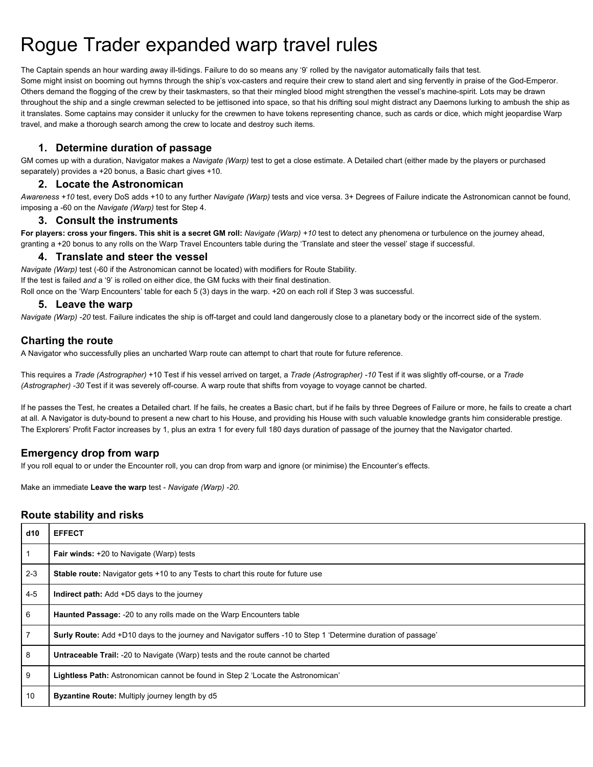# Rogue Trader expanded warp travel rules

The Captain spends an hour warding away ill-tidings. Failure to do so means any '9' rolled by the navigator automatically fails that test.
Some might insist on booming out hymns through the ship's vox-casters and require their crew to stand alert and sing fervently in praise of the God-Emperor. Others demand the flogging of the crew by their taskmasters, so that their mingled blood might strengthen the vessel's machine-spirit. Lots may be drawn throughout the ship and a single crewman selected to be jettisoned into space, so that his drifting soul might distract any Daemons lurking to ambush the ship as it translates. Some captains may consider it unlucky for the crewmen to have tokens representing chance, such as cards or dice, which might jeopardise Warp travel, and make a thorough search among the crew to locate and destroy such items.

### 1. Determine duration of passage

GM comes up with a duration, Navigator makes a *Navigate (Warp)* test to get a close estimate. A Detailed chart (either made by the players or purchased separately) provides a +20 bonus, a Basic chart gives +10.

### 2. Locate the Astronomican

*Awareness +10* test, every DoS adds +10 to any further *Navigate (Warp)* tests and vice versa. 3+ Degrees of Failure indicate the Astronomican cannot be found, imposing a -60 on the *Navigate (Warp)* test for Step 4.

### 3. Consult the instruments

**For players: cross your fingers. This shit is a secret GM roll:** *Navigate (Warp) +10* test to detect any phenomena or turbulence on the journey ahead, granting a +20 bonus to any rolls on the Warp Travel Encounters table during the 'Translate and steer the vessel' stage if successful.

### 4. Translate and steer the vessel

*Navigate (Warp)* test (-60 if the Astronomican cannot be located) with modifiers for Route Stability.
If the test is failed *and* a '9' is rolled on either dice, the GM fucks with their final destination.
Roll once on the 'Warp Encounters' table for each 5 (3) days in the warp. +20 on each roll if Step 3 was successful.

### 5. Leave the warp

*Navigate (Warp) -20* test. Failure indicates the ship is off-target and could land dangerously close to a planetary body or the incorrect side of the system.

## Charting the route

A Navigator who successfully plies an uncharted Warp route can attempt to chart that route for future reference.

This requires a *Trade (Astrographer)* +10 Test if his vessel arrived on target, a *Trade (Astrographer) -10* Test if it was slightly off-course, or a *Trade (Astrographer) -30* Test if it was severely off-course. A warp route that shifts from voyage to voyage cannot be charted.

If he passes the Test, he creates a Detailed chart. If he fails, he creates a Basic chart, but if he fails by three Degrees of Failure or more, he fails to create a chart at all. A Navigator is duty-bound to present a new chart to his House, and providing his House with such valuable knowledge grants him considerable prestige. The Explorers' Profit Factor increases by 1, plus an extra 1 for every full 180 days duration of passage of the journey that the Navigator charted.

## Emergency drop from warp

If you roll equal to or under the Encounter roll, you can drop from warp and ignore (or minimise) the Encounter's effects.

Make an immediate **Leave the warp** test - *Navigate (Warp) -20.*

## Route stability and risks

| d10 | EFFECT |
|---|---|
| 1 | **Fair winds:** +20 to Navigate (Warp) tests |
| 2-3 | **Stable route:** Navigator gets +10 to any Tests to chart this route for future use |
| 4-5 | **Indirect path:** Add +D5 days to the journey |
| 6 | **Haunted Passage:** -20 to any rolls made on the Warp Encounters table |
| 7 | **Surly Route:** Add +D10 days to the journey and Navigator suffers -10 to Step 1 'Determine duration of passage' |
| 8 | **Untraceable Trail:** -20 to Navigate (Warp) tests and the route cannot be charted |
| 9 | **Lightless Path:** Astronomican cannot be found in Step 2 'Locate the Astronomican' |
| 10 | **Byzantine Route:** Multiply journey length by d5 |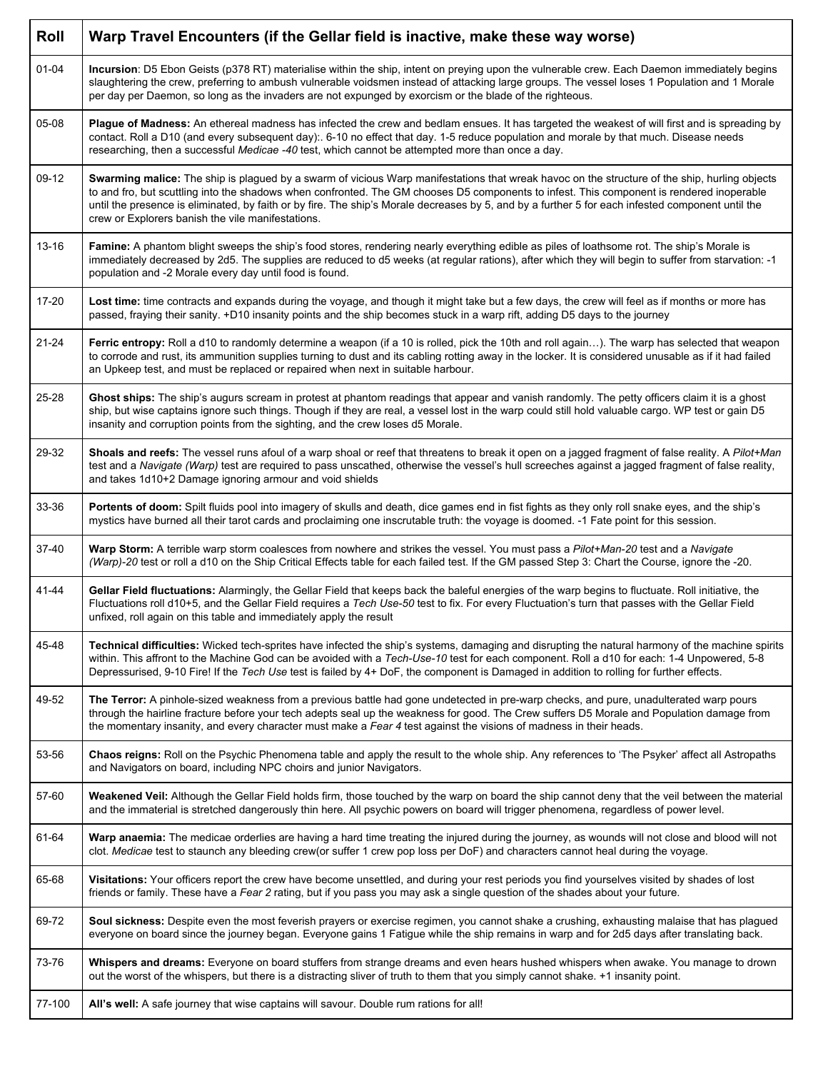| Roll | Warp Travel Encounters (if the Gellar field is inactive, make these way worse) |
|---|---|
| 01-04 | **Incursion**: D5 Ebon Geists (p378 RT) materialise within the ship, intent on preying upon the vulnerable crew. Each Daemon immediately begins slaughtering the crew, preferring to ambush vulnerable voidsmen instead of attacking large groups. The vessel loses 1 Population and 1 Morale per day per Daemon, so long as the invaders are not expunged by exorcism or the blade of the righteous. |
| 05-08 | **Plague of Madness:** An ethereal madness has infected the crew and bedlam ensues. It has targeted the weakest of will first and is spreading by contact. Roll a D10 (and every subsequent day):. 6-10 no effect that day. 1-5 reduce population and morale by that much. Disease needs researching, then a successful *Medicae -40* test, which cannot be attempted more than once a day. |
| 09-12 | **Swarming malice:** The ship is plagued by a swarm of vicious Warp manifestations that wreak havoc on the structure of the ship, hurling objects to and fro, but scuttling into the shadows when confronted. The GM chooses D5 components to infest. This component is rendered inoperable until the presence is eliminated, by faith or by fire. The ship's Morale decreases by 5, and by a further 5 for each infested component until the crew or Explorers banish the vile manifestations. |
| 13-16 | **Famine:** A phantom blight sweeps the ship's food stores, rendering nearly everything edible as piles of loathsome rot. The ship's Morale is immediately decreased by 2d5. The supplies are reduced to d5 weeks (at regular rations), after which they will begin to suffer from starvation: -1 population and -2 Morale every day until food is found. |
| 17-20 | **Lost time:** time contracts and expands during the voyage, and though it might take but a few days, the crew will feel as if months or more has passed, fraying their sanity. +D10 insanity points and the ship becomes stuck in a warp rift, adding D5 days to the journey |
| 21-24 | **Ferric entropy:** Roll a d10 to randomly determine a weapon (if a 10 is rolled, pick the 10th and roll again…). The warp has selected that weapon to corrode and rust, its ammunition supplies turning to dust and its cabling rotting away in the locker. It is considered unusable as if it had failed an Upkeep test, and must be replaced or repaired when next in suitable harbour. |
| 25-28 | **Ghost ships:** The ship's augurs scream in protest at phantom readings that appear and vanish randomly. The petty officers claim it is a ghost ship, but wise captains ignore such things. Though if they are real, a vessel lost in the warp could still hold valuable cargo. WP test or gain D5 insanity and corruption points from the sighting, and the crew loses d5 Morale. |
| 29-32 | **Shoals and reefs:** The vessel runs afoul of a warp shoal or reef that threatens to break it open on a jagged fragment of false reality. A *Pilot+Man* test and a *Navigate (Warp)* test are required to pass unscathed, otherwise the vessel's hull screeches against a jagged fragment of false reality, and takes 1d10+2 Damage ignoring armour and void shields |
| 33-36 | **Portents of doom:** Spilt fluids pool into imagery of skulls and death, dice games end in fist fights as they only roll snake eyes, and the ship's mystics have burned all their tarot cards and proclaiming one inscrutable truth: the voyage is doomed. -1 Fate point for this session. |
| 37-40 | **Warp Storm:** A terrible warp storm coalesces from nowhere and strikes the vessel. You must pass a *Pilot+Man-20* test and a *Navigate (Warp)-20* test or roll a d10 on the Ship Critical Effects table for each failed test. If the GM passed Step 3: Chart the Course, ignore the -20. |
| 41-44 | **Gellar Field fluctuations:** Alarmingly, the Gellar Field that keeps back the baleful energies of the warp begins to fluctuate. Roll initiative, the Fluctuations roll d10+5, and the Gellar Field requires a *Tech Use-50* test to fix. For every Fluctuation's turn that passes with the Gellar Field unfixed, roll again on this table and immediately apply the result |
| 45-48 | **Technical difficulties:** Wicked tech-sprites have infected the ship's systems, damaging and disrupting the natural harmony of the machine spirits within. This affront to the Machine God can be avoided with a *Tech-Use-10* test for each component. Roll a d10 for each: 1-4 Unpowered, 5-8 Depressurised, 9-10 Fire! If the *Tech Use* test is failed by 4+ DoF, the component is Damaged in addition to rolling for further effects. |
| 49-52 | **The Terror:** A pinhole-sized weakness from a previous battle had gone undetected in pre-warp checks, and pure, unadulterated warp pours through the hairline fracture before your tech adepts seal up the weakness for good. The Crew suffers D5 Morale and Population damage from the momentary insanity, and every character must make a *Fear 4* test against the visions of madness in their heads. |
| 53-56 | **Chaos reigns:** Roll on the Psychic Phenomena table and apply the result to the whole ship. Any references to 'The Psyker' affect all Astropaths and Navigators on board, including NPC choirs and junior Navigators. |
| 57-60 | **Weakened Veil:** Although the Gellar Field holds firm, those touched by the warp on board the ship cannot deny that the veil between the material and the immaterial is stretched dangerously thin here. All psychic powers on board will trigger phenomena, regardless of power level. |
| 61-64 | **Warp anaemia:** The medicae orderlies are having a hard time treating the injured during the journey, as wounds will not close and blood will not clot. *Medicae* test to staunch any bleeding crew(or suffer 1 crew pop loss per DoF) and characters cannot heal during the voyage. |
| 65-68 | **Visitations:** Your officers report the crew have become unsettled, and during your rest periods you find yourselves visited by shades of lost friends or family. These have a *Fear 2* rating, but if you pass you may ask a single question of the shades about your future. |
| 69-72 | **Soul sickness:** Despite even the most feverish prayers or exercise regimen, you cannot shake a crushing, exhausting malaise that has plagued everyone on board since the journey began. Everyone gains 1 Fatigue while the ship remains in warp and for 2d5 days after translating back. |
| 73-76 | **Whispers and dreams:** Everyone on board stuffers from strange dreams and even hears hushed whispers when awake. You manage to drown out the worst of the whispers, but there is a distracting sliver of truth to them that you simply cannot shake. +1 insanity point. |
| 77-100 | **All's well:** A safe journey that wise captains will savour. Double rum rations for all! |